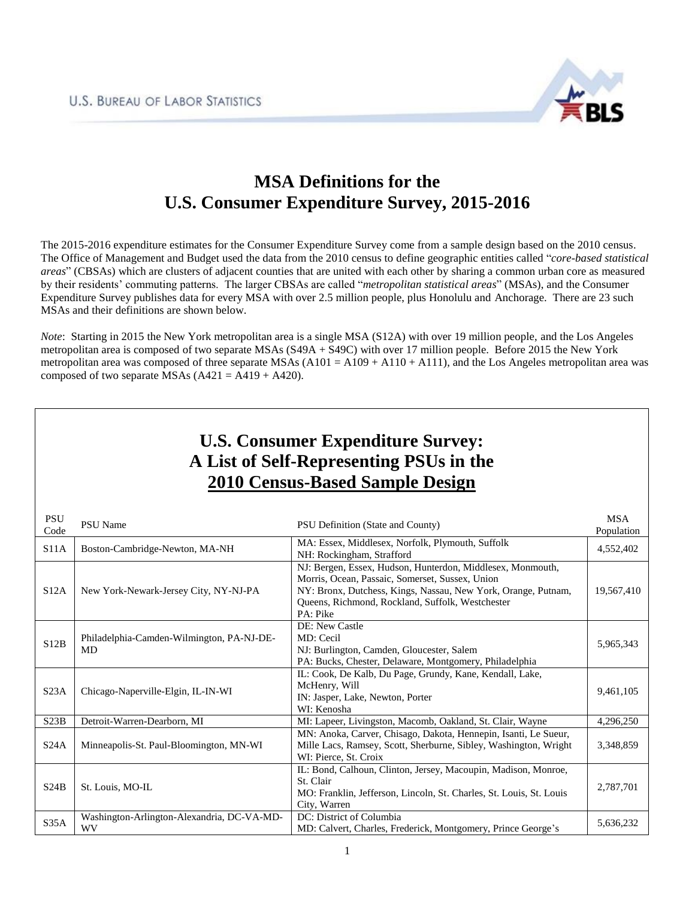U.S. BUREAU OF LABOR STATISTICS

# MSA Definitions for the U.S. Consumer Expenditure Survey, 2015-2016

The 2015-2016 expenditure estimates for the Consumer Expenditure Survey come from a sample design based on the 2010 census. The Office of Management and Budget used the data from the 2010 census to define geographic entities called "*core-based statistical areas*" (CBSAs) which are clusters of adjacent counties that are united with each other by sharing a common urban core as measured by their residents' commuting patterns. The larger CBSAs are called "*metropolitan statistical areas*" (MSAs), and the Consumer Expenditure Survey publishes data for every MSA with over 2.5 million people, plus Honolulu and Anchorage. There are 23 such MSAs and their definitions are shown below.

*Note*: Starting in 2015 the New York metropolitan area is a single MSA (S12A) with over 19 million people, and the Los Angeles metropolitan area is composed of two separate MSAs (S49A + S49C) with over 17 million people. Before 2015 the New York metropolitan area was composed of three separate MSAs (A101 = A109 + A110 + A111), and the Los Angeles metropolitan area was composed of two separate MSAs (A421 = A419 + A420).

## U.S. Consumer Expenditure Survey: A List of Self-Representing PSUs in the 2010 Census-Based Sample Design

| PSU Code | PSU Name | PSU Definition (State and County) | MSA Population |
|---|---|---|---|
| S11A | Boston-Cambridge-Newton, MA-NH | MA: Essex, Middlesex, Norfolk, Plymouth, Suffolk<br>NH: Rockingham, Strafford | 4,552,402 |
| S12A | New York-Newark-Jersey City, NY-NJ-PA | NJ: Bergen, Essex, Hudson, Hunterdon, Middlesex, Monmouth, Morris, Ocean, Passaic, Somerset, Sussex, Union<br>NY: Bronx, Dutchess, Kings, Nassau, New York, Orange, Putnam, Queens, Richmond, Rockland, Suffolk, Westchester<br>PA: Pike | 19,567,410 |
| S12B | Philadelphia-Camden-Wilmington, PA-NJ-DE-MD | DE: New Castle<br>MD: Cecil<br>NJ: Burlington, Camden, Gloucester, Salem<br>PA: Bucks, Chester, Delaware, Montgomery, Philadelphia | 5,965,343 |
| S23A | Chicago-Naperville-Elgin, IL-IN-WI | IL: Cook, De Kalb, Du Page, Grundy, Kane, Kendall, Lake, McHenry, Will<br>IN: Jasper, Lake, Newton, Porter<br>WI: Kenosha | 9,461,105 |
| S23B | Detroit-Warren-Dearborn, MI | MI: Lapeer, Livingston, Macomb, Oakland, St. Clair, Wayne | 4,296,250 |
| S24A | Minneapolis-St. Paul-Bloomington, MN-WI | MN: Anoka, Carver, Chisago, Dakota, Hennepin, Isanti, Le Sueur, Mille Lacs, Ramsey, Scott, Sherburne, Sibley, Washington, Wright<br>WI: Pierce, St. Croix | 3,348,859 |
| S24B | St. Louis, MO-IL | IL: Bond, Calhoun, Clinton, Jersey, Macoupin, Madison, Monroe, St. Clair<br>MO: Franklin, Jefferson, Lincoln, St. Charles, St. Louis, St. Louis City, Warren | 2,787,701 |
| S35A | Washington-Arlington-Alexandria, DC-VA-MD-WV | DC: District of Columbia<br>MD: Calvert, Charles, Frederick, Montgomery, Prince George's | 5,636,232 |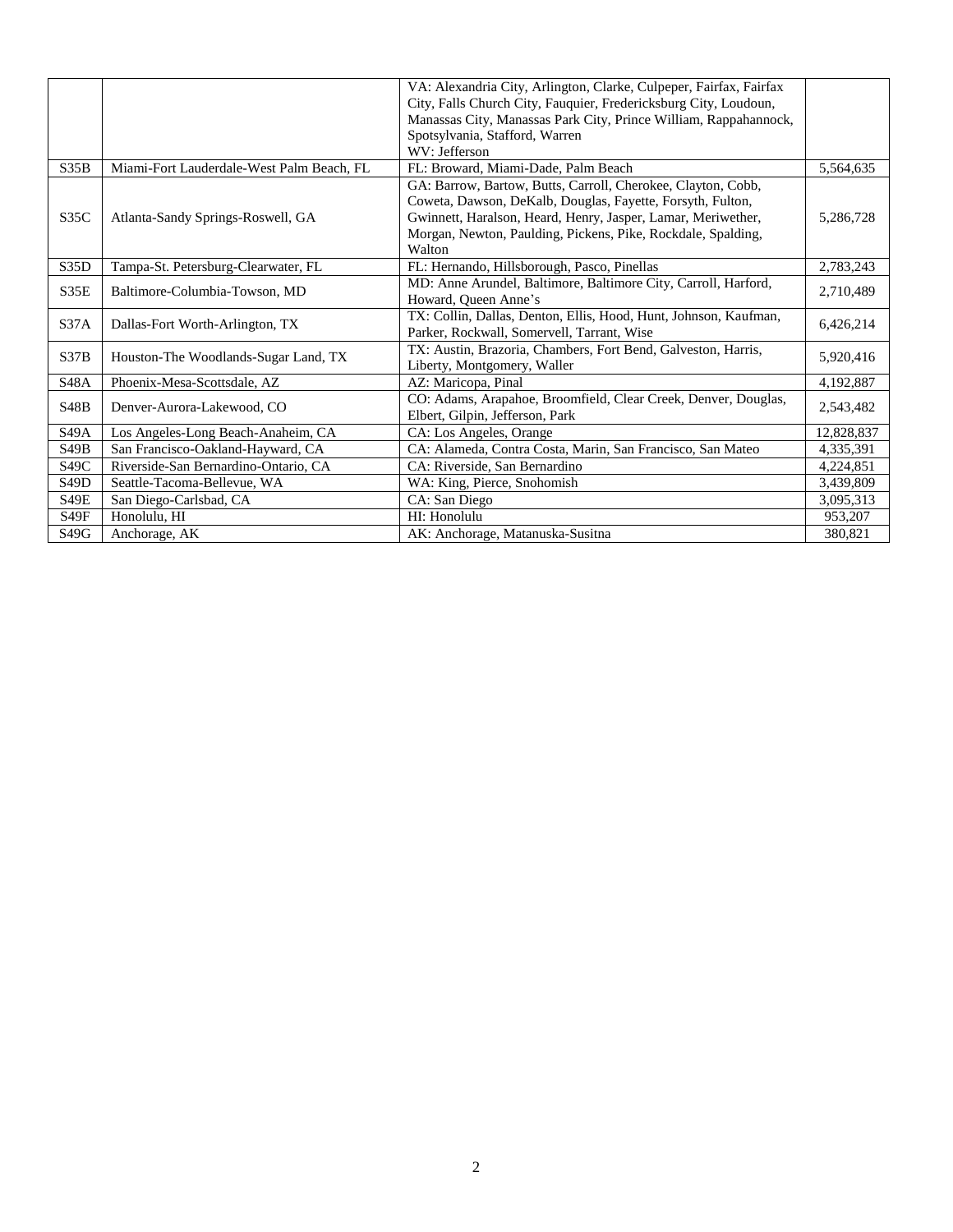| | | | |
|---|---|---|---|
| | | VA: Alexandria City, Arlington, Clarke, Culpeper, Fairfax, Fairfax City, Falls Church City, Fauquier, Fredericksburg City, Loudoun, Manassas City, Manassas Park City, Prince William, Rappahannock, Spotsylvania, Stafford, Warren<br>WV: Jefferson | |
| S35B | Miami-Fort Lauderdale-West Palm Beach, FL | FL: Broward, Miami-Dade, Palm Beach | 5,564,635 |
| S35C | Atlanta-Sandy Springs-Roswell, GA | GA: Barrow, Bartow, Butts, Carroll, Cherokee, Clayton, Cobb, Coweta, Dawson, DeKalb, Douglas, Fayette, Forsyth, Fulton, Gwinnett, Haralson, Heard, Henry, Jasper, Lamar, Meriwether, Morgan, Newton, Paulding, Pickens, Pike, Rockdale, Spalding, Walton | 5,286,728 |
| S35D | Tampa-St. Petersburg-Clearwater, FL | FL: Hernando, Hillsborough, Pasco, Pinellas | 2,783,243 |
| S35E | Baltimore-Columbia-Towson, MD | MD: Anne Arundel, Baltimore, Baltimore City, Carroll, Harford, Howard, Queen Anne's | 2,710,489 |
| S37A | Dallas-Fort Worth-Arlington, TX | TX: Collin, Dallas, Denton, Ellis, Hood, Hunt, Johnson, Kaufman, Parker, Rockwall, Somervell, Tarrant, Wise | 6,426,214 |
| S37B | Houston-The Woodlands-Sugar Land, TX | TX: Austin, Brazoria, Chambers, Fort Bend, Galveston, Harris, Liberty, Montgomery, Waller | 5,920,416 |
| S48A | Phoenix-Mesa-Scottsdale, AZ | AZ: Maricopa, Pinal | 4,192,887 |
| S48B | Denver-Aurora-Lakewood, CO | CO: Adams, Arapahoe, Broomfield, Clear Creek, Denver, Douglas, Elbert, Gilpin, Jefferson, Park | 2,543,482 |
| S49A | Los Angeles-Long Beach-Anaheim, CA | CA: Los Angeles, Orange | 12,828,837 |
| S49B | San Francisco-Oakland-Hayward, CA | CA: Alameda, Contra Costa, Marin, San Francisco, San Mateo | 4,335,391 |
| S49C | Riverside-San Bernardino-Ontario, CA | CA: Riverside, San Bernardino | 4,224,851 |
| S49D | Seattle-Tacoma-Bellevue, WA | WA: King, Pierce, Snohomish | 3,439,809 |
| S49E | San Diego-Carlsbad, CA | CA: San Diego | 3,095,313 |
| S49F | Honolulu, HI | HI: Honolulu | 953,207 |
| S49G | Anchorage, AK | AK: Anchorage, Matanuska-Susitna | 380,821 |